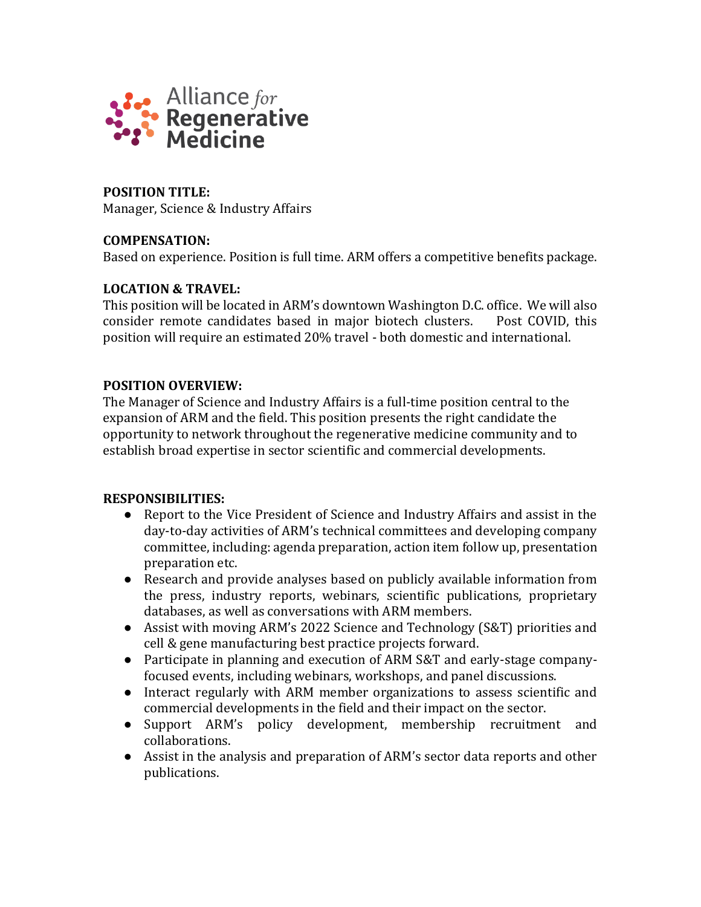Alliance *for* Regenerative Medicine

**POSITION TITLE:**
Manager, Science & Industry Affairs

**COMPENSATION:**
Based on experience. Position is full time. ARM offers a competitive benefits package.

**LOCATION & TRAVEL:**
This position will be located in ARM's downtown Washington D.C. office. We will also consider remote candidates based in major biotech clusters. Post COVID, this position will require an estimated 20% travel - both domestic and international.

**POSITION OVERVIEW:**
The Manager of Science and Industry Affairs is a full-time position central to the expansion of ARM and the field. This position presents the right candidate the opportunity to network throughout the regenerative medicine community and to establish broad expertise in sector scientific and commercial developments.

**RESPONSIBILITIES:**

- Report to the Vice President of Science and Industry Affairs and assist in the day-to-day activities of ARM's technical committees and developing company committee, including: agenda preparation, action item follow up, presentation preparation etc.
- Research and provide analyses based on publicly available information from the press, industry reports, webinars, scientific publications, proprietary databases, as well as conversations with ARM members.
- Assist with moving ARM's 2022 Science and Technology (S&T) priorities and cell & gene manufacturing best practice projects forward.
- Participate in planning and execution of ARM S&T and early-stage company-focused events, including webinars, workshops, and panel discussions.
- Interact regularly with ARM member organizations to assess scientific and commercial developments in the field and their impact on the sector.
- Support ARM's policy development, membership recruitment and collaborations.
- Assist in the analysis and preparation of ARM's sector data reports and other publications.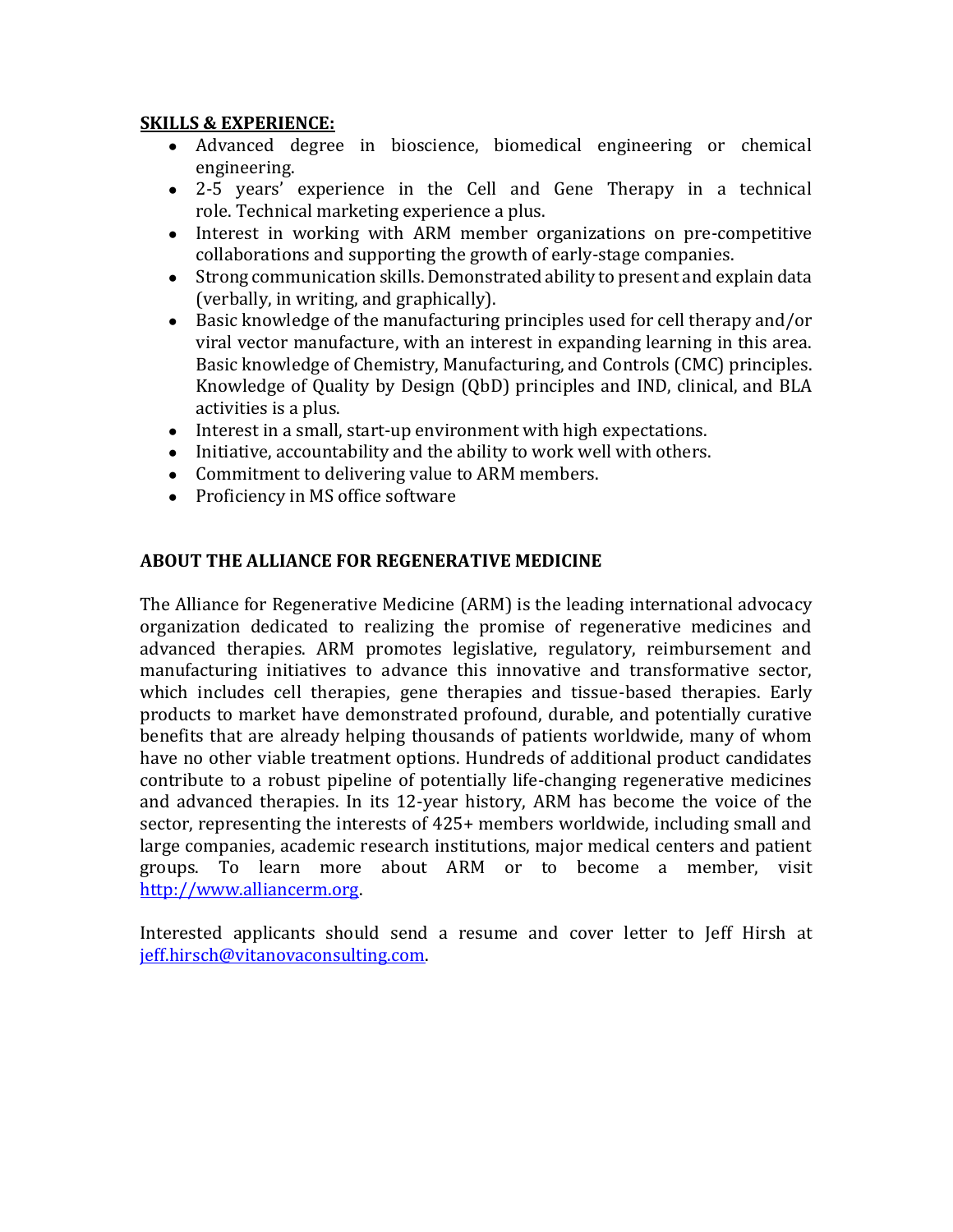**SKILLS & EXPERIENCE:**

- Advanced degree in bioscience, biomedical engineering or chemical engineering.
- 2-5 years' experience in the Cell and Gene Therapy in a technical role. Technical marketing experience a plus.
- Interest in working with ARM member organizations on pre-competitive collaborations and supporting the growth of early-stage companies.
- Strong communication skills. Demonstrated ability to present and explain data (verbally, in writing, and graphically).
- Basic knowledge of the manufacturing principles used for cell therapy and/or viral vector manufacture, with an interest in expanding learning in this area. Basic knowledge of Chemistry, Manufacturing, and Controls (CMC) principles. Knowledge of Quality by Design (QbD) principles and IND, clinical, and BLA activities is a plus.
- Interest in a small, start-up environment with high expectations.
- Initiative, accountability and the ability to work well with others.
- Commitment to delivering value to ARM members.
- Proficiency in MS office software

**ABOUT THE ALLIANCE FOR REGENERATIVE MEDICINE**

The Alliance for Regenerative Medicine (ARM) is the leading international advocacy organization dedicated to realizing the promise of regenerative medicines and advanced therapies. ARM promotes legislative, regulatory, reimbursement and manufacturing initiatives to advance this innovative and transformative sector, which includes cell therapies, gene therapies and tissue-based therapies. Early products to market have demonstrated profound, durable, and potentially curative benefits that are already helping thousands of patients worldwide, many of whom have no other viable treatment options. Hundreds of additional product candidates contribute to a robust pipeline of potentially life-changing regenerative medicines and advanced therapies. In its 12-year history, ARM has become the voice of the sector, representing the interests of 425+ members worldwide, including small and large companies, academic research institutions, major medical centers and patient groups. To learn more about ARM or to become a member, visit http://www.alliancerm.org.

Interested applicants should send a resume and cover letter to Jeff Hirsh at jeff.hirsch@vitanovaconsulting.com.